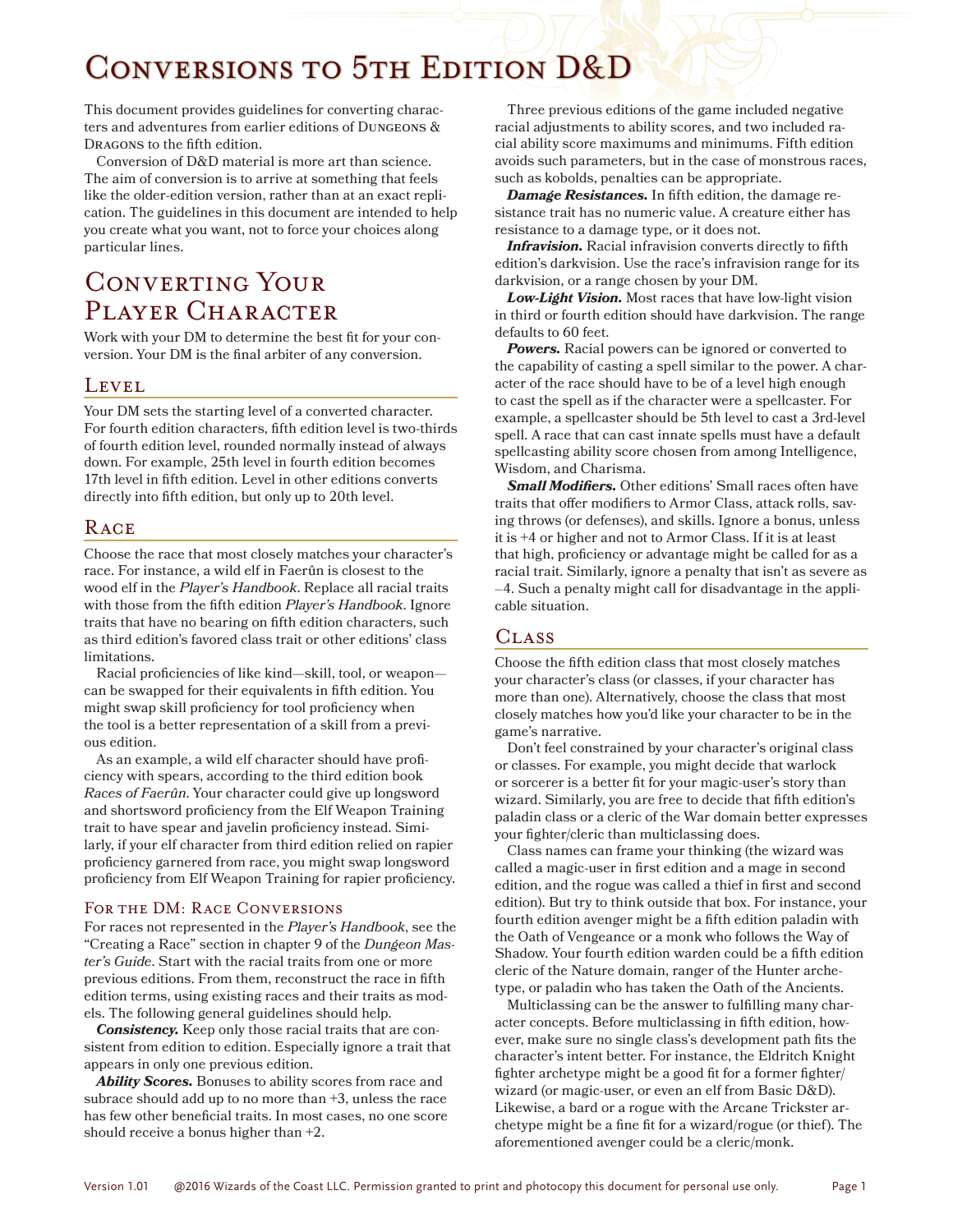# Conversions to 5th Edition D&D

This document provides guidelines for converting characters and adventures from earlier editions of Dungeons & Dragons to the fifth edition.

Conversion of D&D material is more art than science. The aim of conversion is to arrive at something that feels like the older-edition version, rather than at an exact replication. The guidelines in this document are intended to help you create what you want, not to force your choices along particular lines.

## Converting Your Player Character

Work with your DM to determine the best fit for your conversion. Your DM is the final arbiter of any conversion.

### Level

Your DM sets the starting level of a converted character. For fourth edition characters, fifth edition level is two-thirds of fourth edition level, rounded normally instead of always down. For example, 25th level in fourth edition becomes 17th level in fifth edition. Level in other editions converts directly into fifth edition, but only up to 20th level.

### Race

Choose the race that most closely matches your character's race. For instance, a wild elf in Faerûn is closest to the wood elf in the *Player's Handbook*. Replace all racial traits with those from the fifth edition *Player's Handbook*. Ignore traits that have no bearing on fifth edition characters, such as third edition's favored class trait or other editions' class limitations.

Racial proficiencies of like kind—skill, tool, or weapon—can be swapped for their equivalents in fifth edition. You might swap skill proficiency for tool proficiency when the tool is a better representation of a skill from a previous edition.

As an example, a wild elf character should have proficiency with spears, according to the third edition book *Races of Faerûn*. Your character could give up longsword and shortsword proficiency from the Elf Weapon Training trait to have spear and javelin proficiency instead. Similarly, if your elf character from third edition relied on rapier proficiency garnered from race, you might swap longsword proficiency from Elf Weapon Training for rapier proficiency.

#### For the DM: Race Conversions

For races not represented in the *Player's Handbook*, see the "Creating a Race" section in chapter 9 of the *Dungeon Master's Guide*. Start with the racial traits from one or more previous editions. From them, reconstruct the race in fifth edition terms, using existing races and their traits as models. The following general guidelines should help.

***Consistency.*** Keep only those racial traits that are consistent from edition to edition. Especially ignore a trait that appears in only one previous edition.

***Ability Scores.*** Bonuses to ability scores from race and subrace should add up to no more than +3, unless the race has few other beneficial traits. In most cases, no one score should receive a bonus higher than +2.

Three previous editions of the game included negative racial adjustments to ability scores, and two included racial ability score maximums and minimums. Fifth edition avoids such parameters, but in the case of monstrous races, such as kobolds, penalties can be appropriate.

***Damage Resistances.*** In fifth edition, the damage resistance trait has no numeric value. A creature either has resistance to a damage type, or it does not.

***Infravision.*** Racial infravision converts directly to fifth edition's darkvision. Use the race's infravision range for its darkvision, or a range chosen by your DM.

***Low-Light Vision.*** Most races that have low-light vision in third or fourth edition should have darkvision. The range defaults to 60 feet.

***Powers.*** Racial powers can be ignored or converted to the capability of casting a spell similar to the power. A character of the race should have to be of a level high enough to cast the spell as if the character were a spellcaster. For example, a spellcaster should be 5th level to cast a 3rd-level spell. A race that can cast innate spells must have a default spellcasting ability score chosen from among Intelligence, Wisdom, and Charisma.

***Small Modifiers.*** Other editions' Small races often have traits that offer modifiers to Armor Class, attack rolls, saving throws (or defenses), and skills. Ignore a bonus, unless it is +4 or higher and not to Armor Class. If it is at least that high, proficiency or advantage might be called for as a racial trait. Similarly, ignore a penalty that isn't as severe as –4. Such a penalty might call for disadvantage in the applicable situation.

### Class

Choose the fifth edition class that most closely matches your character's class (or classes, if your character has more than one). Alternatively, choose the class that most closely matches how you'd like your character to be in the game's narrative.

Don't feel constrained by your character's original class or classes. For example, you might decide that warlock or sorcerer is a better fit for your magic-user's story than wizard. Similarly, you are free to decide that fifth edition's paladin class or a cleric of the War domain better expresses your fighter/cleric than multiclassing does.

Class names can frame your thinking (the wizard was called a magic-user in first edition and a mage in second edition, and the rogue was called a thief in first and second edition). But try to think outside that box. For instance, your fourth edition avenger might be a fifth edition paladin with the Oath of Vengeance or a monk who follows the Way of Shadow. Your fourth edition warden could be a fifth edition cleric of the Nature domain, ranger of the Hunter archetype, or paladin who has taken the Oath of the Ancients.

Multiclassing can be the answer to fulfilling many character concepts. Before multiclassing in fifth edition, however, make sure no single class's development path fits the character's intent better. For instance, the Eldritch Knight fighter archetype might be a good fit for a former fighter/wizard (or magic-user, or even an elf from Basic D&D). Likewise, a bard or a rogue with the Arcane Trickster archetype might be a fine fit for a wizard/rogue (or thief). The aforementioned avenger could be a cleric/monk.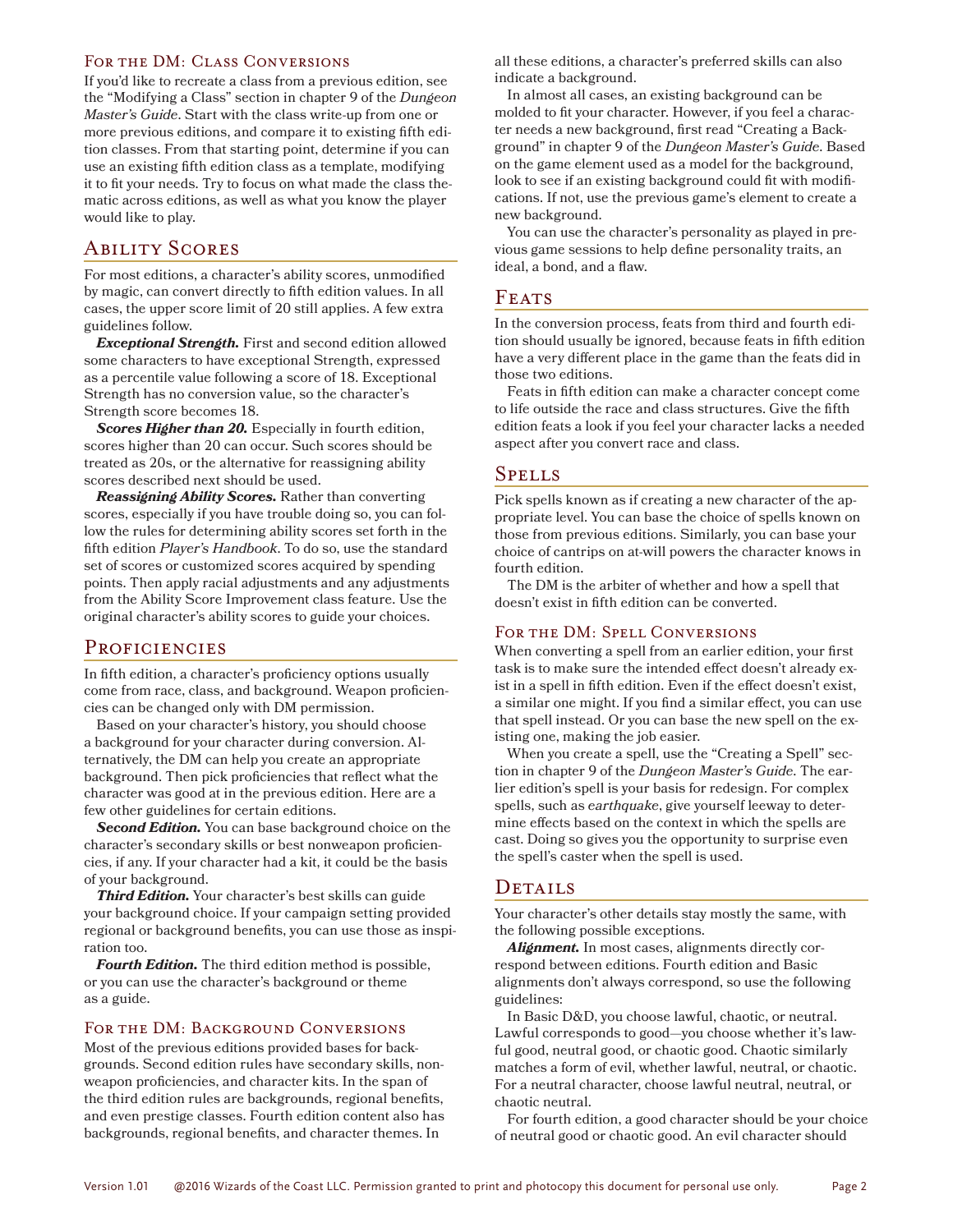### For the DM: Class Conversions

If you'd like to recreate a class from a previous edition, see the "Modifying a Class" section in chapter 9 of the *Dungeon Master's Guide*. Start with the class write-up from one or more previous editions, and compare it to existing fifth edition classes. From that starting point, determine if you can use an existing fifth edition class as a template, modifying it to fit your needs. Try to focus on what made the class thematic across editions, as well as what you know the player would like to play.

## Ability Scores

For most editions, a character's ability scores, unmodified by magic, can convert directly to fifth edition values. In all cases, the upper score limit of 20 still applies. A few extra guidelines follow.

***Exceptional Strength.*** First and second edition allowed some characters to have exceptional Strength, expressed as a percentile value following a score of 18. Exceptional Strength has no conversion value, so the character's Strength score becomes 18.

***Scores Higher than 20.*** Especially in fourth edition, scores higher than 20 can occur. Such scores should be treated as 20s, or the alternative for reassigning ability scores described next should be used.

***Reassigning Ability Scores.*** Rather than converting scores, especially if you have trouble doing so, you can follow the rules for determining ability scores set forth in the fifth edition *Player's Handbook*. To do so, use the standard set of scores or customized scores acquired by spending points. Then apply racial adjustments and any adjustments from the Ability Score Improvement class feature. Use the original character's ability scores to guide your choices.

## Proficiencies

In fifth edition, a character's proficiency options usually come from race, class, and background. Weapon proficiencies can be changed only with DM permission.

Based on your character's history, you should choose a background for your character during conversion. Alternatively, the DM can help you create an appropriate background. Then pick proficiencies that reflect what the character was good at in the previous edition. Here are a few other guidelines for certain editions.

***Second Edition.*** You can base background choice on the character's secondary skills or best nonweapon proficiencies, if any. If your character had a kit, it could be the basis of your background.

***Third Edition.*** Your character's best skills can guide your background choice. If your campaign setting provided regional or background benefits, you can use those as inspiration too.

***Fourth Edition.*** The third edition method is possible, or you can use the character's background or theme as a guide.

### For the DM: Background Conversions

Most of the previous editions provided bases for backgrounds. Second edition rules have secondary skills, nonweapon proficiencies, and character kits. In the span of the third edition rules are backgrounds, regional benefits, and even prestige classes. Fourth edition content also has backgrounds, regional benefits, and character themes. In all these editions, a character's preferred skills can also indicate a background.

In almost all cases, an existing background can be molded to fit your character. However, if you feel a character needs a new background, first read "Creating a Background" in chapter 9 of the *Dungeon Master's Guide*. Based on the game element used as a model for the background, look to see if an existing background could fit with modifications. If not, use the previous game's element to create a new background.

You can use the character's personality as played in previous game sessions to help define personality traits, an ideal, a bond, and a flaw.

## Feats

In the conversion process, feats from third and fourth edition should usually be ignored, because feats in fifth edition have a very different place in the game than the feats did in those two editions.

Feats in fifth edition can make a character concept come to life outside the race and class structures. Give the fifth edition feats a look if you feel your character lacks a needed aspect after you convert race and class.

## Spells

Pick spells known as if creating a new character of the appropriate level. You can base the choice of spells known on those from previous editions. Similarly, you can base your choice of cantrips on at-will powers the character knows in fourth edition.

The DM is the arbiter of whether and how a spell that doesn't exist in fifth edition can be converted.

### For the DM: Spell Conversions

When converting a spell from an earlier edition, your first task is to make sure the intended effect doesn't already exist in a spell in fifth edition. Even if the effect doesn't exist, a similar one might. If you find a similar effect, you can use that spell instead. Or you can base the new spell on the existing one, making the job easier.

When you create a spell, use the "Creating a Spell" section in chapter 9 of the *Dungeon Master's Guide*. The earlier edition's spell is your basis for redesign. For complex spells, such as *earthquake*, give yourself leeway to determine effects based on the context in which the spells are cast. Doing so gives you the opportunity to surprise even the spell's caster when the spell is used.

## Details

Your character's other details stay mostly the same, with the following possible exceptions.

***Alignment.*** In most cases, alignments directly correspond between editions. Fourth edition and Basic alignments don't always correspond, so use the following guidelines:

In Basic D&D, you choose lawful, chaotic, or neutral. Lawful corresponds to good—you choose whether it's lawful good, neutral good, or chaotic good. Chaotic similarly matches a form of evil, whether lawful, neutral, or chaotic. For a neutral character, choose lawful neutral, neutral, or chaotic neutral.

For fourth edition, a good character should be your choice of neutral good or chaotic good. An evil character should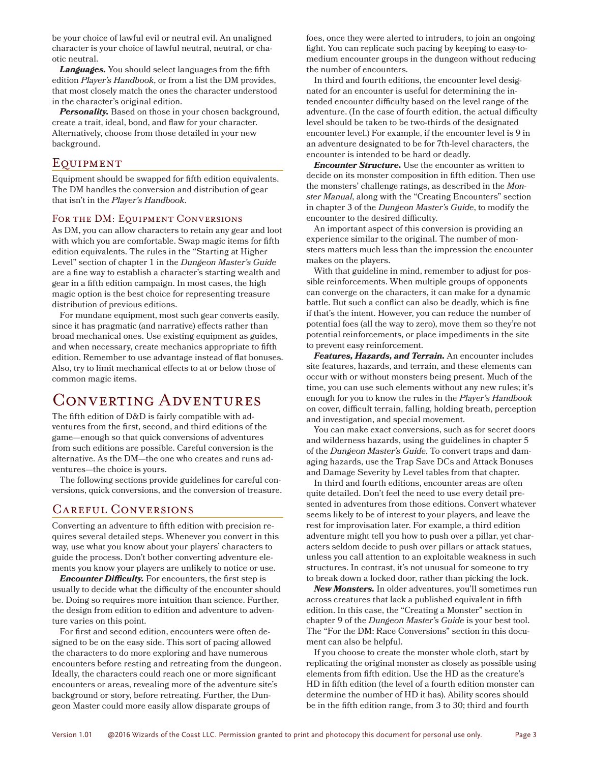be your choice of lawful evil or neutral evil. An unaligned character is your choice of lawful neutral, neutral, or chaotic neutral.

***Languages.*** You should select languages from the fifth edition *Player's Handbook*, or from a list the DM provides, that most closely match the ones the character understood in the character's original edition.

***Personality.*** Based on those in your chosen background, create a trait, ideal, bond, and flaw for your character. Alternatively, choose from those detailed in your new background.

## Equipment

Equipment should be swapped for fifth edition equivalents. The DM handles the conversion and distribution of gear that isn't in the *Player's Handbook*.

### For the DM: Equipment Conversions

As DM, you can allow characters to retain any gear and loot with which you are comfortable. Swap magic items for fifth edition equivalents. The rules in the "Starting at Higher Level" section of chapter 1 in the *Dungeon Master's Guide* are a fine way to establish a character's starting wealth and gear in a fifth edition campaign. In most cases, the high magic option is the best choice for representing treasure distribution of previous editions.

For mundane equipment, most such gear converts easily, since it has pragmatic (and narrative) effects rather than broad mechanical ones. Use existing equipment as guides, and when necessary, create mechanics appropriate to fifth edition. Remember to use advantage instead of flat bonuses. Also, try to limit mechanical effects to at or below those of common magic items.

# Converting Adventures

The fifth edition of D&D is fairly compatible with adventures from the first, second, and third editions of the game—enough so that quick conversions of adventures from such editions are possible. Careful conversion is the alternative. As the DM—the one who creates and runs adventures—the choice is yours.

The following sections provide guidelines for careful conversions, quick conversions, and the conversion of treasure.

## Careful Conversions

Converting an adventure to fifth edition with precision requires several detailed steps. Whenever you convert in this way, use what you know about your players' characters to guide the process. Don't bother converting adventure elements you know your players are unlikely to notice or use.

***Encounter Difficulty.*** For encounters, the first step is usually to decide what the difficulty of the encounter should be. Doing so requires more intuition than science. Further, the design from edition to edition and adventure to adventure varies on this point.

For first and second edition, encounters were often designed to be on the easy side. This sort of pacing allowed the characters to do more exploring and have numerous encounters before resting and retreating from the dungeon. Ideally, the characters could reach one or more significant encounters or areas, revealing more of the adventure site's background or story, before retreating. Further, the Dungeon Master could more easily allow disparate groups of foes, once they were alerted to intruders, to join an ongoing fight. You can replicate such pacing by keeping to easy-to-medium encounter groups in the dungeon without reducing the number of encounters.

In third and fourth editions, the encounter level designated for an encounter is useful for determining the intended encounter difficulty based on the level range of the adventure. (In the case of fourth edition, the actual difficulty level should be taken to be two-thirds of the designated encounter level.) For example, if the encounter level is 9 in an adventure designated to be for 7th-level characters, the encounter is intended to be hard or deadly.

***Encounter Structure.*** Use the encounter as written to decide on its monster composition in fifth edition. Then use the monsters' challenge ratings, as described in the *Monster Manual*, along with the "Creating Encounters" section in chapter 3 of the *Dungeon Master's Guide*, to modify the encounter to the desired difficulty.

An important aspect of this conversion is providing an experience similar to the original. The number of monsters matters much less than the impression the encounter makes on the players.

With that guideline in mind, remember to adjust for possible reinforcements. When multiple groups of opponents can converge on the characters, it can make for a dynamic battle. But such a conflict can also be deadly, which is fine if that's the intent. However, you can reduce the number of potential foes (all the way to zero), move them so they're not potential reinforcements, or place impediments in the site to prevent easy reinforcement.

***Features, Hazards, and Terrain.*** An encounter includes site features, hazards, and terrain, and these elements can occur with or without monsters being present. Much of the time, you can use such elements without any new rules; it's enough for you to know the rules in the *Player's Handbook* on cover, difficult terrain, falling, holding breath, perception and investigation, and special movement.

You can make exact conversions, such as for secret doors and wilderness hazards, using the guidelines in chapter 5 of the *Dungeon Master's Guide*. To convert traps and damaging hazards, use the Trap Save DCs and Attack Bonuses and Damage Severity by Level tables from that chapter.

In third and fourth editions, encounter areas are often quite detailed. Don't feel the need to use every detail presented in adventures from those editions. Convert whatever seems likely to be of interest to your players, and leave the rest for improvisation later. For example, a third edition adventure might tell you how to push over a pillar, yet characters seldom decide to push over pillars or attack statues, unless you call attention to an exploitable weakness in such structures. In contrast, it's not unusual for someone to try to break down a locked door, rather than picking the lock.

***New Monsters.*** In older adventures, you'll sometimes run across creatures that lack a published equivalent in fifth edition. In this case, the "Creating a Monster" section in chapter 9 of the *Dungeon Master's Guide* is your best tool. The "For the DM: Race Conversions" section in this document can also be helpful.

If you choose to create the monster whole cloth, start by replicating the original monster as closely as possible using elements from fifth edition. Use the HD as the creature's HD in fifth edition (the level of a fourth edition monster can determine the number of HD it has). Ability scores should be in the fifth edition range, from 3 to 30; third and fourth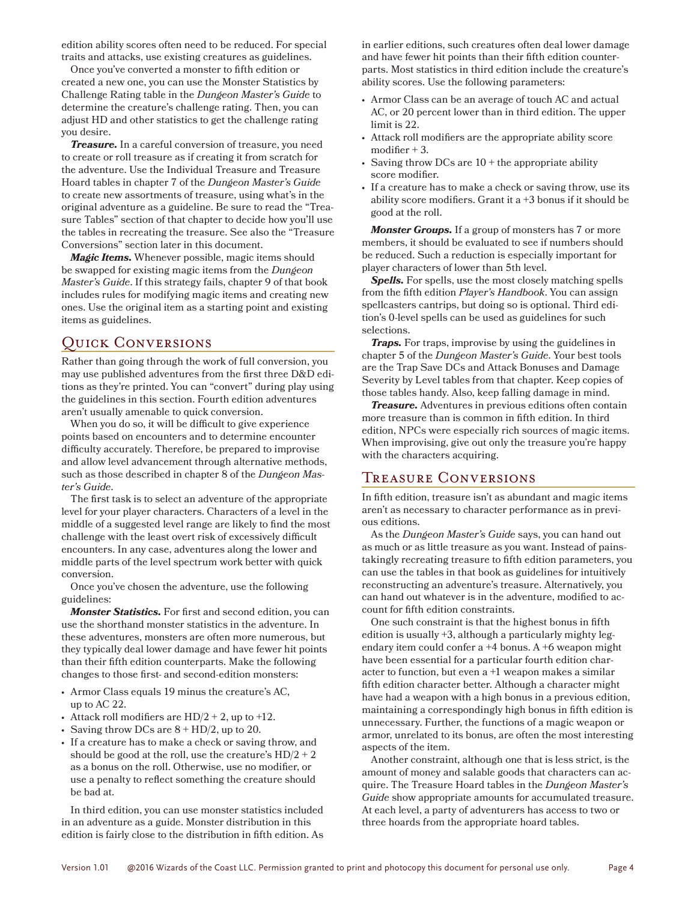edition ability scores often need to be reduced. For special traits and attacks, use existing creatures as guidelines.

Once you've converted a monster to fifth edition or created a new one, you can use the Monster Statistics by Challenge Rating table in the *Dungeon Master's Guide* to determine the creature's challenge rating. Then, you can adjust HD and other statistics to get the challenge rating you desire.

***Treasure.*** In a careful conversion of treasure, you need to create or roll treasure as if creating it from scratch for the adventure. Use the Individual Treasure and Treasure Hoard tables in chapter 7 of the *Dungeon Master's Guide* to create new assortments of treasure, using what's in the original adventure as a guideline. Be sure to read the "Treasure Tables" section of that chapter to decide how you'll use the tables in recreating the treasure. See also the "Treasure Conversions" section later in this document.

***Magic Items.*** Whenever possible, magic items should be swapped for existing magic items from the *Dungeon Master's Guide*. If this strategy fails, chapter 9 of that book includes rules for modifying magic items and creating new ones. Use the original item as a starting point and existing items as guidelines.

## Quick Conversions

Rather than going through the work of full conversion, you may use published adventures from the first three D&D editions as they're printed. You can "convert" during play using the guidelines in this section. Fourth edition adventures aren't usually amenable to quick conversion.

When you do so, it will be difficult to give experience points based on encounters and to determine encounter difficulty accurately. Therefore, be prepared to improvise and allow level advancement through alternative methods, such as those described in chapter 8 of the *Dungeon Master's Guide*.

The first task is to select an adventure of the appropriate level for your player characters. Characters of a level in the middle of a suggested level range are likely to find the most challenge with the least overt risk of excessively difficult encounters. In any case, adventures along the lower and middle parts of the level spectrum work better with quick conversion.

Once you've chosen the adventure, use the following guidelines:

***Monster Statistics.*** For first and second edition, you can use the shorthand monster statistics in the adventure. In these adventures, monsters are often more numerous, but they typically deal lower damage and have fewer hit points than their fifth edition counterparts. Make the following changes to those first- and second-edition monsters:

- Armor Class equals 19 minus the creature's AC, up to AC 22.
- Attack roll modifiers are HD/2 + 2, up to +12.
- Saving throw DCs are 8 + HD/2, up to 20.
- If a creature has to make a check or saving throw, and should be good at the roll, use the creature's HD/2 + 2 as a bonus on the roll. Otherwise, use no modifier, or use a penalty to reflect something the creature should be bad at.

In third edition, you can use monster statistics included in an adventure as a guide. Monster distribution in this edition is fairly close to the distribution in fifth edition. As in earlier editions, such creatures often deal lower damage and have fewer hit points than their fifth edition counterparts. Most statistics in third edition include the creature's ability scores. Use the following parameters:

- Armor Class can be an average of touch AC and actual AC, or 20 percent lower than in third edition. The upper limit is 22.
- Attack roll modifiers are the appropriate ability score modifier + 3.
- Saving throw DCs are 10 + the appropriate ability score modifier.
- If a creature has to make a check or saving throw, use its ability score modifiers. Grant it a +3 bonus if it should be good at the roll.

***Monster Groups.*** If a group of monsters has 7 or more members, it should be evaluated to see if numbers should be reduced. Such a reduction is especially important for player characters of lower than 5th level.

***Spells.*** For spells, use the most closely matching spells from the fifth edition *Player's Handbook*. You can assign spellcasters cantrips, but doing so is optional. Third edition's 0-level spells can be used as guidelines for such selections.

***Traps.*** For traps, improvise by using the guidelines in chapter 5 of the *Dungeon Master's Guide*. Your best tools are the Trap Save DCs and Attack Bonuses and Damage Severity by Level tables from that chapter. Keep copies of those tables handy. Also, keep falling damage in mind.

***Treasure.*** Adventures in previous editions often contain more treasure than is common in fifth edition. In third edition, NPCs were especially rich sources of magic items. When improvising, give out only the treasure you're happy with the characters acquiring.

## Treasure Conversions

In fifth edition, treasure isn't as abundant and magic items aren't as necessary to character performance as in previous editions.

As the *Dungeon Master's Guide* says, you can hand out as much or as little treasure as you want. Instead of painstakingly recreating treasure to fifth edition parameters, you can use the tables in that book as guidelines for intuitively reconstructing an adventure's treasure. Alternatively, you can hand out whatever is in the adventure, modified to account for fifth edition constraints.

One such constraint is that the highest bonus in fifth edition is usually +3, although a particularly mighty legendary item could confer a +4 bonus. A +6 weapon might have been essential for a particular fourth edition character to function, but even a +1 weapon makes a similar fifth edition character better. Although a character might have had a weapon with a high bonus in a previous edition, maintaining a correspondingly high bonus in fifth edition is unnecessary. Further, the functions of a magic weapon or armor, unrelated to its bonus, are often the most interesting aspects of the item.

Another constraint, although one that is less strict, is the amount of money and salable goods that characters can acquire. The Treasure Hoard tables in the *Dungeon Master's Guide* show appropriate amounts for accumulated treasure. At each level, a party of adventurers has access to two or three hoards from the appropriate hoard tables.